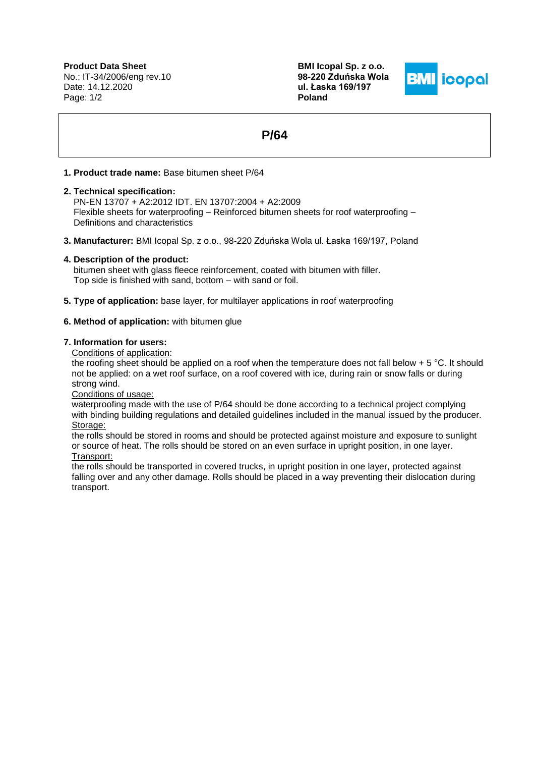**Product Data Sheet**
No.: IT-34/2006/eng rev.10
Date: 14.12.2020

**BMI Icopal Sp. z o.o.**
**98-220 Zduńska Wola**
**ul. Łaska 169/197**
**Poland**

# P/64

**1. Product trade name:** Base bitumen sheet P/64

**2. Technical specification:**
PN-EN 13707 + A2:2012 IDT. EN 13707:2004 + A2:2009
Flexible sheets for waterproofing – Reinforced bitumen sheets for roof waterproofing – Definitions and characteristics

**3. Manufacturer:** BMI Icopal Sp. z o.o., 98-220 Zduńska Wola ul. Łaska 169/197, Poland

**4. Description of the product:**
bitumen sheet with glass fleece reinforcement, coated with bitumen with filler.
Top side is finished with sand, bottom – with sand or foil.

**5. Type of application:** base layer, for multilayer applications in roof waterproofing

**6. Method of application:** with bitumen glue

**7. Information for users:**

Conditions of application:
the roofing sheet should be applied on a roof when the temperature does not fall below + 5 °C. It should not be applied: on a wet roof surface, on a roof covered with ice, during rain or snow falls or during strong wind.

Conditions of usage:
waterproofing made with the use of P/64 should be done according to a technical project complying with binding building regulations and detailed guidelines included in the manual issued by the producer.

Storage:
the rolls should be stored in rooms and should be protected against moisture and exposure to sunlight or source of heat. The rolls should be stored on an even surface in upright position, in one layer.

Transport:
the rolls should be transported in covered trucks, in upright position in one layer, protected against falling over and any other damage. Rolls should be placed in a way preventing their dislocation during transport.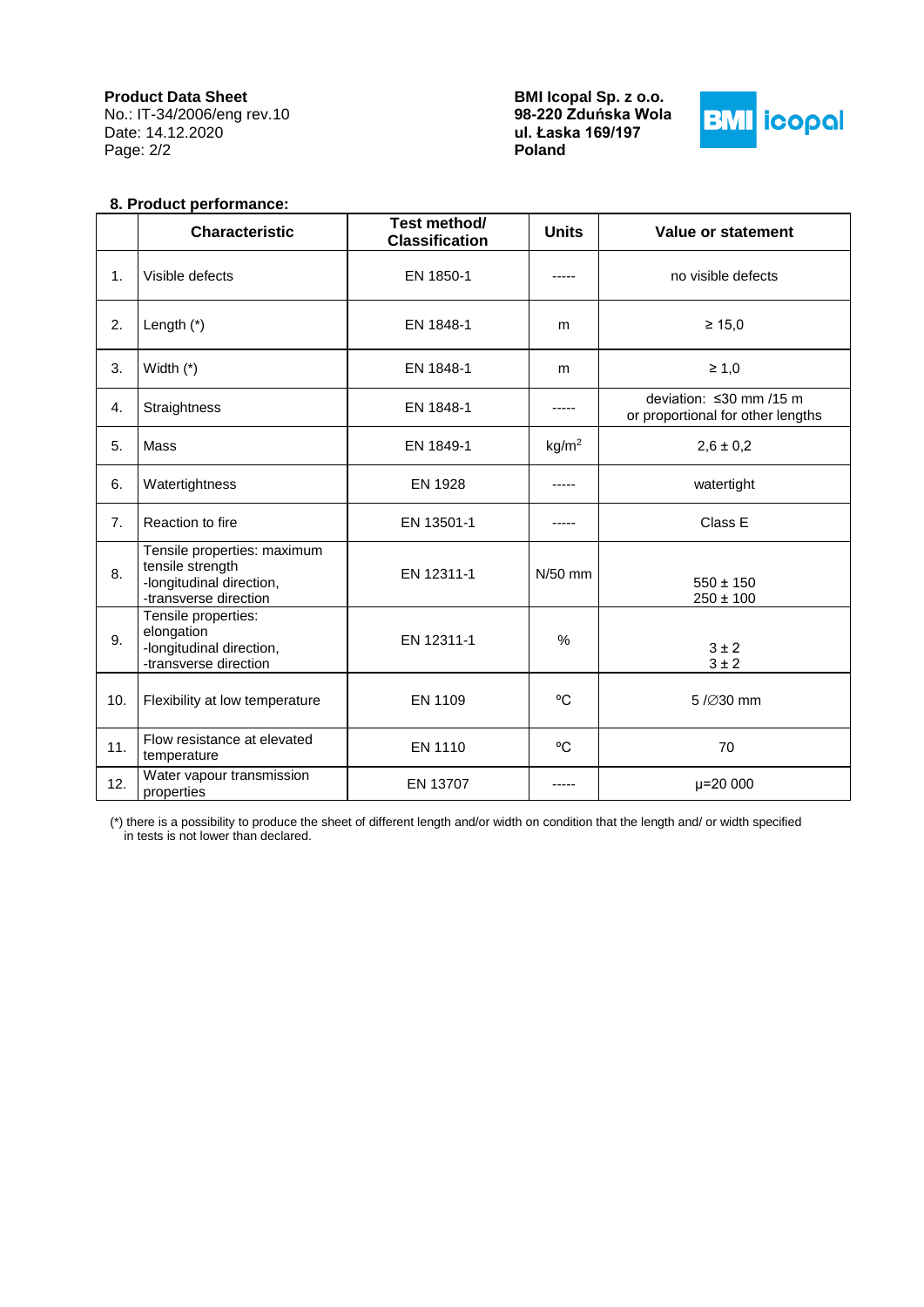**Product Data Sheet**
No.: IT-34/2006/eng rev.10
Date: 14.12.2020

**BMI Icopal Sp. z o.o.**
**98-220 Zduńska Wola**
**ul. Łaska 169/197**
**Poland**

### 8. Product performance:

| | Characteristic | Test method/ Classification | Units | Value or statement |
|---|---|---|---|---|
| 1. | Visible defects | EN 1850-1 | ----- | no visible defects |
| 2. | Length (*) | EN 1848-1 | m | ≥ 15,0 |
| 3. | Width (*) | EN 1848-1 | m | ≥ 1,0 |
| 4. | Straightness | EN 1848-1 | ----- | deviation: ≤30 mm /15 m or proportional for other lengths |
| 5. | Mass | EN 1849-1 | $kg/m^2$ | 2,6 ± 0,2 |
| 6. | Watertightness | EN 1928 | ----- | watertight |
| 7. | Reaction to fire | EN 13501-1 | ----- | Class E |
| 8. | Tensile properties: maximum tensile strength -longitudinal direction, -transverse direction | EN 12311-1 | N/50 mm | 550 ± 150<br>250 ± 100 |
| 9. | Tensile properties: elongation -longitudinal direction, -transverse direction | EN 12311-1 | % | 3 ± 2<br>3 ± 2 |
| 10. | Flexibility at low temperature | EN 1109 | °C | 5 /∅30 mm |
| 11. | Flow resistance at elevated temperature | EN 1110 | °C | 70 |
| 12. | Water vapour transmission properties | EN 13707 | ----- | μ=20 000 |

(*) there is a possibility to produce the sheet of different length and/or width on condition that the length and/ or width specified in tests is not lower than declared.